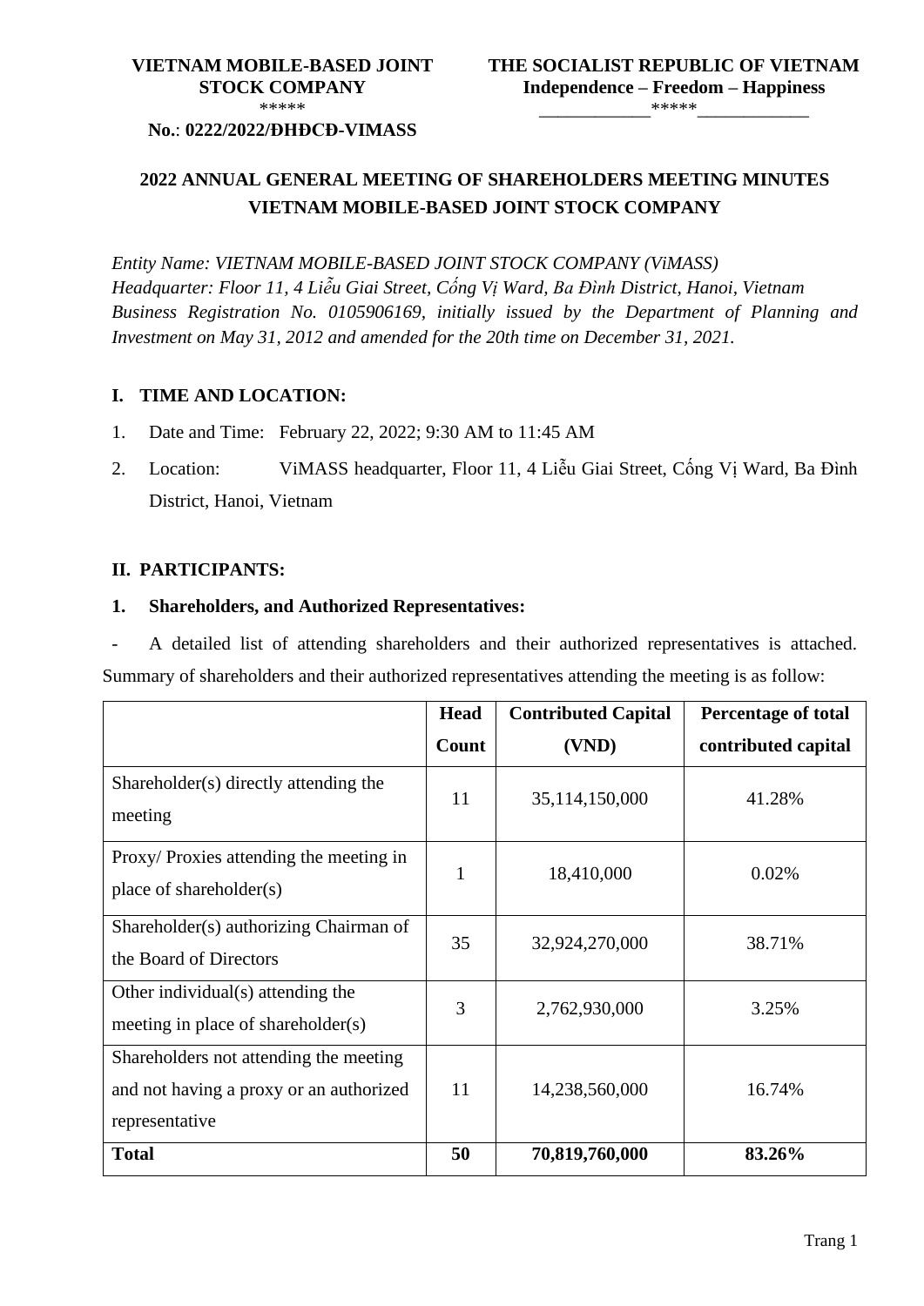**VIETNAM MOBILE-BASED JOINT STOCK COMPANY**
*****
**No.**: **0222/2022/ĐHĐCĐ-VIMASS**

**THE SOCIALIST REPUBLIC OF VIETNAM**
**Independence – Freedom – Happiness**
____________*****____________

# 2022 ANNUAL GENERAL MEETING OF SHAREHOLDERS MEETING MINUTES VIETNAM MOBILE-BASED JOINT STOCK COMPANY

*Entity Name: VIETNAM MOBILE-BASED JOINT STOCK COMPANY (ViMASS)*
*Headquarter: Floor 11, 4 Liễu Giai Street, Cống Vị Ward, Ba Đình District, Hanoi, Vietnam*
*Business Registration No. 0105906169, initially issued by the Department of Planning and Investment on May 31, 2012 and amended for the 20th time on December 31, 2021.*

## I. TIME AND LOCATION:

1. Date and Time: February 22, 2022; 9:30 AM to 11:45 AM
2. Location: ViMASS headquarter, Floor 11, 4 Liễu Giai Street, Cống Vị Ward, Ba Đình District, Hanoi, Vietnam

## II. PARTICIPANTS:

### 1. Shareholders, and Authorized Representatives:

- A detailed list of attending shareholders and their authorized representatives is attached. Summary of shareholders and their authorized representatives attending the meeting is as follow:

| | Head Count | Contributed Capital (VND) | Percentage of total contributed capital |
|---|---|---|---|
| Shareholder(s) directly attending the meeting | 11 | 35,114,150,000 | 41.28% |
| Proxy/ Proxies attending the meeting in place of shareholder(s) | 1 | 18,410,000 | 0.02% |
| Shareholder(s) authorizing Chairman of the Board of Directors | 35 | 32,924,270,000 | 38.71% |
| Other individual(s) attending the meeting in place of shareholder(s) | 3 | 2,762,930,000 | 3.25% |
| Shareholders not attending the meeting and not having a proxy or an authorized representative | 11 | 14,238,560,000 | 16.74% |
| **Total** | **50** | **70,819,760,000** | **83.26%** |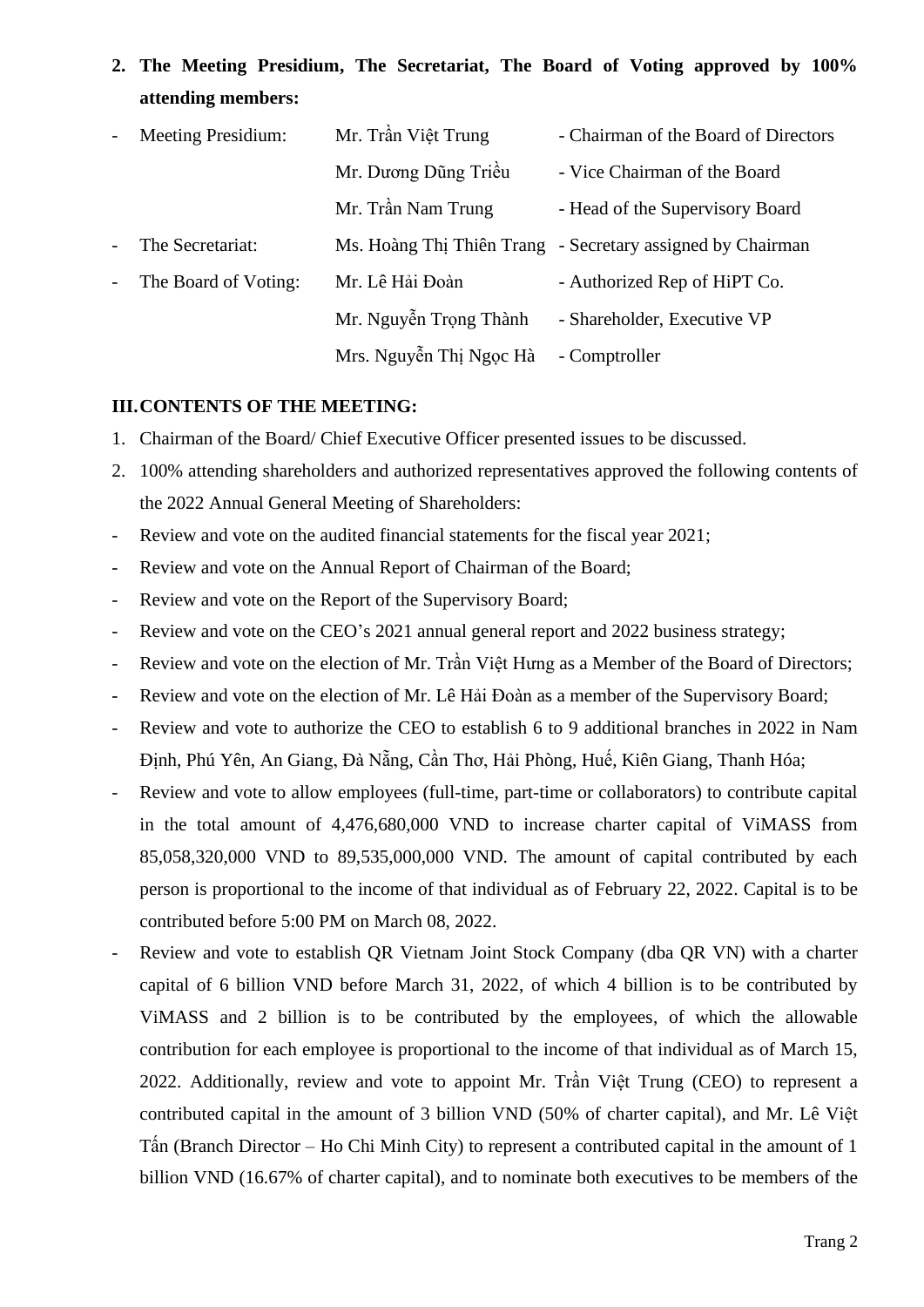2. **The Meeting Presidium, The Secretariat, The Board of Voting approved by 100% attending members:**

| | | |
|---|---|---|
| - Meeting Presidium: | Mr. Trần Việt Trung | - Chairman of the Board of Directors |
| | Mr. Dương Dũng Triều | - Vice Chairman of the Board |
| | Mr. Trần Nam Trung | - Head of the Supervisory Board |
| - The Secretariat: | Ms. Hoàng Thị Thiên Trang | - Secretary assigned by Chairman |
| - The Board of Voting: | Mr. Lê Hải Đoàn | - Authorized Rep of HiPT Co. |
| | Mr. Nguyễn Trọng Thành | - Shareholder, Executive VP |
| | Mrs. Nguyễn Thị Ngọc Hà | - Comptroller |

**III. CONTENTS OF THE MEETING:**

1. Chairman of the Board/ Chief Executive Officer presented issues to be discussed.
2. 100% attending shareholders and authorized representatives approved the following contents of the 2022 Annual General Meeting of Shareholders:

- Review and vote on the audited financial statements for the fiscal year 2021;
- Review and vote on the Annual Report of Chairman of the Board;
- Review and vote on the Report of the Supervisory Board;
- Review and vote on the CEO's 2021 annual general report and 2022 business strategy;
- Review and vote on the election of Mr. Trần Việt Hưng as a Member of the Board of Directors;
- Review and vote on the election of Mr. Lê Hải Đoàn as a member of the Supervisory Board;
- Review and vote to authorize the CEO to establish 6 to 9 additional branches in 2022 in Nam Định, Phú Yên, An Giang, Đà Nẵng, Cần Thơ, Hải Phòng, Huế, Kiên Giang, Thanh Hóa;
- Review and vote to allow employees (full-time, part-time or collaborators) to contribute capital in the total amount of 4,476,680,000 VND to increase charter capital of ViMASS from 85,058,320,000 VND to 89,535,000,000 VND. The amount of capital contributed by each person is proportional to the income of that individual as of February 22, 2022. Capital is to be contributed before 5:00 PM on March 08, 2022.
- Review and vote to establish QR Vietnam Joint Stock Company (dba QR VN) with a charter capital of 6 billion VND before March 31, 2022, of which 4 billion is to be contributed by ViMASS and 2 billion is to be contributed by the employees, of which the allowable contribution for each employee is proportional to the income of that individual as of March 15, 2022. Additionally, review and vote to appoint Mr. Trần Việt Trung (CEO) to represent a contributed capital in the amount of 3 billion VND (50% of charter capital), and Mr. Lê Việt Tấn (Branch Director – Ho Chi Minh City) to represent a contributed capital in the amount of 1 billion VND (16.67% of charter capital), and to nominate both executives to be members of the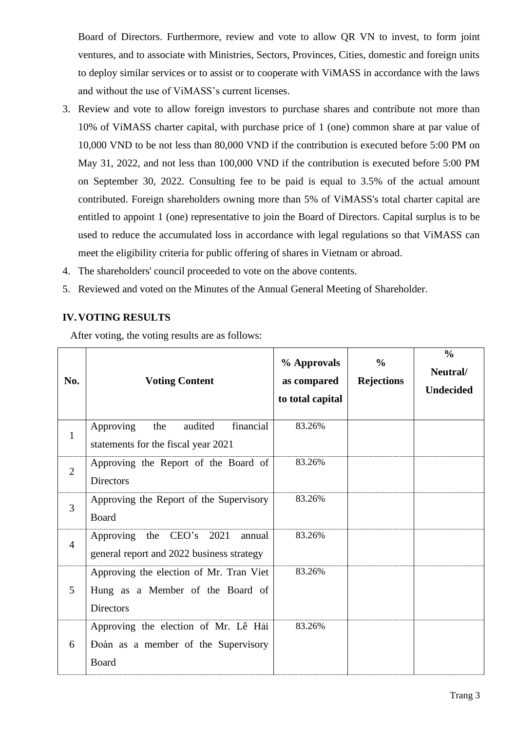Board of Directors. Furthermore, review and vote to allow QR VN to invest, to form joint ventures, and to associate with Ministries, Sectors, Provinces, Cities, domestic and foreign units to deploy similar services or to assist or to cooperate with ViMASS in accordance with the laws and without the use of ViMASS's current licenses.

3. Review and vote to allow foreign investors to purchase shares and contribute not more than 10% of ViMASS charter capital, with purchase price of 1 (one) common share at par value of 10,000 VND to be not less than 80,000 VND if the contribution is executed before 5:00 PM on May 31, 2022, and not less than 100,000 VND if the contribution is executed before 5:00 PM on September 30, 2022. Consulting fee to be paid is equal to 3.5% of the actual amount contributed. Foreign shareholders owning more than 5% of ViMASS's total charter capital are entitled to appoint 1 (one) representative to join the Board of Directors. Capital surplus is to be used to reduce the accumulated loss in accordance with legal regulations so that ViMASS can meet the eligibility criteria for public offering of shares in Vietnam or abroad.
4. The shareholders' council proceeded to vote on the above contents.
5. Reviewed and voted on the Minutes of the Annual General Meeting of Shareholder.

## IV. VOTING RESULTS

After voting, the voting results are as follows:

| No. | Voting Content | % Approvals as compared to total capital | % Rejections | % Neutral/ Undecided |
|---|---|---|---|---|
| 1 | Approving the audited financial statements for the fiscal year 2021 | 83.26% | | |
| 2 | Approving the Report of the Board of Directors | 83.26% | | |
| 3 | Approving the Report of the Supervisory Board | 83.26% | | |
| 4 | Approving the CEO's 2021 annual general report and 2022 business strategy | 83.26% | | |
| 5 | Approving the election of Mr. Tran Viet Hung as a Member of the Board of Directors | 83.26% | | |
| 6 | Approving the election of Mr. Lê Hải Đoàn as a member of the Supervisory Board | 83.26% | | |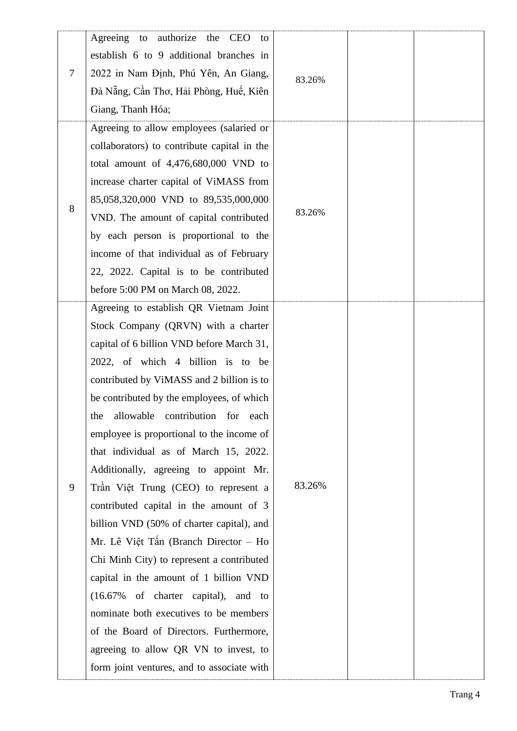| 7 | Agreeing to authorize the CEO to establish 6 to 9 additional branches in 2022 in Nam Định, Phú Yên, An Giang, Đà Nẵng, Cần Thơ, Hải Phòng, Huế, Kiên Giang, Thanh Hóa; | 83.26% | | |
|---|---|---|---|---|
| 8 | Agreeing to allow employees (salaried or collaborators) to contribute capital in the total amount of 4,476,680,000 VND to increase charter capital of ViMASS from 85,058,320,000 VND to 89,535,000,000 VND. The amount of capital contributed by each person is proportional to the income of that individual as of February 22, 2022. Capital is to be contributed before 5:00 PM on March 08, 2022. | 83.26% | | |
| 9 | Agreeing to establish QR Vietnam Joint Stock Company (QRVN) with a charter capital of 6 billion VND before March 31, 2022, of which 4 billion is to be contributed by ViMASS and 2 billion is to be contributed by the employees, of which the allowable contribution for each employee is proportional to the income of that individual as of March 15, 2022. Additionally, agreeing to appoint Mr. Trần Việt Trung (CEO) to represent a contributed capital in the amount of 3 billion VND (50% of charter capital), and Mr. Lê Việt Tấn (Branch Director – Ho Chi Minh City) to represent a contributed capital in the amount of 1 billion VND (16.67% of charter capital), and to nominate both executives to be members of the Board of Directors. Furthermore, agreeing to allow QR VN to invest, to form joint ventures, and to associate with | 83.26% | | |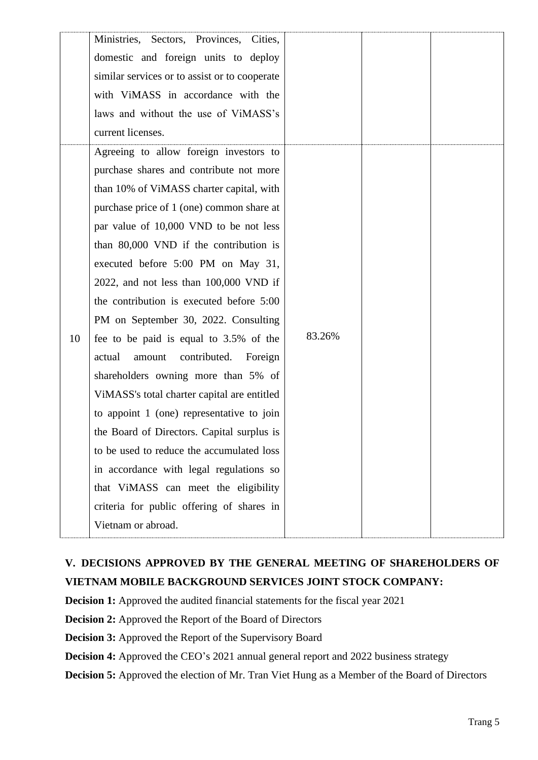| | | | | |
|---|---|---|---|---|
| | Ministries, Sectors, Provinces, Cities, domestic and foreign units to deploy similar services or to assist or to cooperate with ViMASS in accordance with the laws and without the use of ViMASS's current licenses. | | | |
| 10 | Agreeing to allow foreign investors to purchase shares and contribute not more than 10% of ViMASS charter capital, with purchase price of 1 (one) common share at par value of 10,000 VND to be not less than 80,000 VND if the contribution is executed before 5:00 PM on May 31, 2022, and not less than 100,000 VND if the contribution is executed before 5:00 PM on September 30, 2022. Consulting fee to be paid is equal to 3.5% of the actual amount contributed. Foreign shareholders owning more than 5% of ViMASS's total charter capital are entitled to appoint 1 (one) representative to join the Board of Directors. Capital surplus is to be used to reduce the accumulated loss in accordance with legal regulations so that ViMASS can meet the eligibility criteria for public offering of shares in Vietnam or abroad. | 83.26% | | |

## V. DECISIONS APPROVED BY THE GENERAL MEETING OF SHAREHOLDERS OF VIETNAM MOBILE BACKGROUND SERVICES JOINT STOCK COMPANY:

**Decision 1:** Approved the audited financial statements for the fiscal year 2021

**Decision 2:** Approved the Report of the Board of Directors

**Decision 3:** Approved the Report of the Supervisory Board

**Decision 4:** Approved the CEO's 2021 annual general report and 2022 business strategy

**Decision 5:** Approved the election of Mr. Tran Viet Hung as a Member of the Board of Directors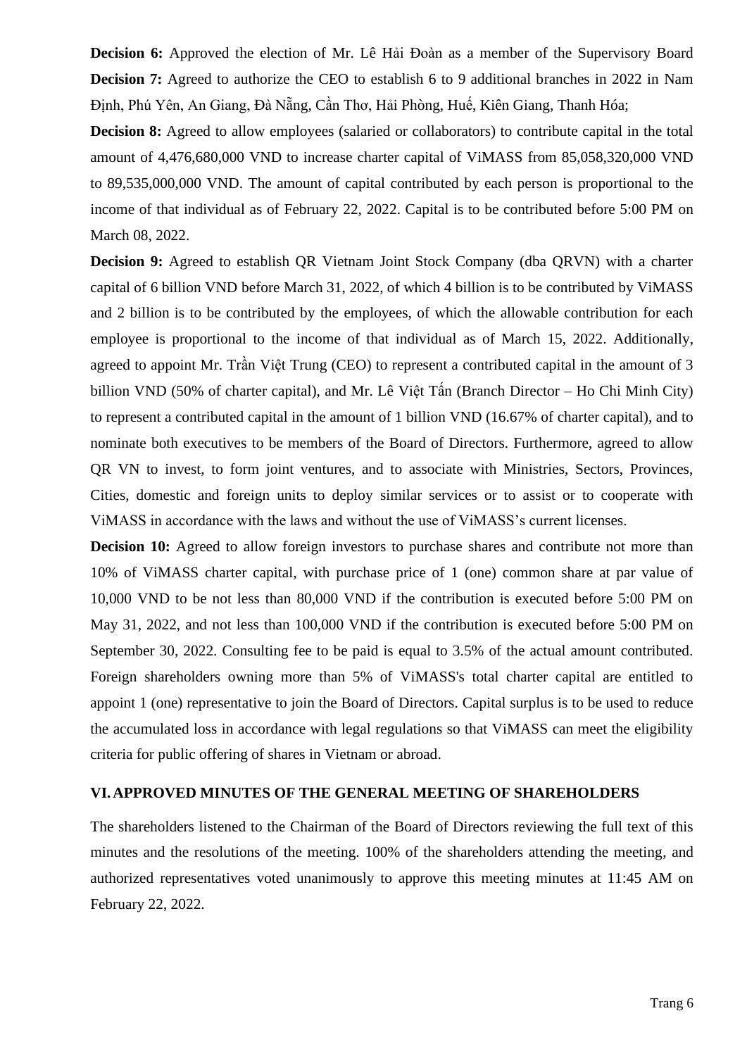**Decision 6:** Approved the election of Mr. Lê Hải Đoàn as a member of the Supervisory Board

**Decision 7:** Agreed to authorize the CEO to establish 6 to 9 additional branches in 2022 in Nam Định, Phú Yên, An Giang, Đà Nẵng, Cần Thơ, Hải Phòng, Huế, Kiên Giang, Thanh Hóa;

**Decision 8:** Agreed to allow employees (salaried or collaborators) to contribute capital in the total amount of 4,476,680,000 VND to increase charter capital of ViMASS from 85,058,320,000 VND to 89,535,000,000 VND. The amount of capital contributed by each person is proportional to the income of that individual as of February 22, 2022. Capital is to be contributed before 5:00 PM on March 08, 2022.

**Decision 9:** Agreed to establish QR Vietnam Joint Stock Company (dba QRVN) with a charter capital of 6 billion VND before March 31, 2022, of which 4 billion is to be contributed by ViMASS and 2 billion is to be contributed by the employees, of which the allowable contribution for each employee is proportional to the income of that individual as of March 15, 2022. Additionally, agreed to appoint Mr. Trần Việt Trung (CEO) to represent a contributed capital in the amount of 3 billion VND (50% of charter capital), and Mr. Lê Việt Tấn (Branch Director – Ho Chi Minh City) to represent a contributed capital in the amount of 1 billion VND (16.67% of charter capital), and to nominate both executives to be members of the Board of Directors. Furthermore, agreed to allow QR VN to invest, to form joint ventures, and to associate with Ministries, Sectors, Provinces, Cities, domestic and foreign units to deploy similar services or to assist or to cooperate with ViMASS in accordance with the laws and without the use of ViMASS's current licenses.

**Decision 10:** Agreed to allow foreign investors to purchase shares and contribute not more than 10% of ViMASS charter capital, with purchase price of 1 (one) common share at par value of 10,000 VND to be not less than 80,000 VND if the contribution is executed before 5:00 PM on May 31, 2022, and not less than 100,000 VND if the contribution is executed before 5:00 PM on September 30, 2022. Consulting fee to be paid is equal to 3.5% of the actual amount contributed. Foreign shareholders owning more than 5% of ViMASS's total charter capital are entitled to appoint 1 (one) representative to join the Board of Directors. Capital surplus is to be used to reduce the accumulated loss in accordance with legal regulations so that ViMASS can meet the eligibility criteria for public offering of shares in Vietnam or abroad.

## VI. APPROVED MINUTES OF THE GENERAL MEETING OF SHAREHOLDERS

The shareholders listened to the Chairman of the Board of Directors reviewing the full text of this minutes and the resolutions of the meeting. 100% of the shareholders attending the meeting, and authorized representatives voted unanimously to approve this meeting minutes at 11:45 AM on February 22, 2022.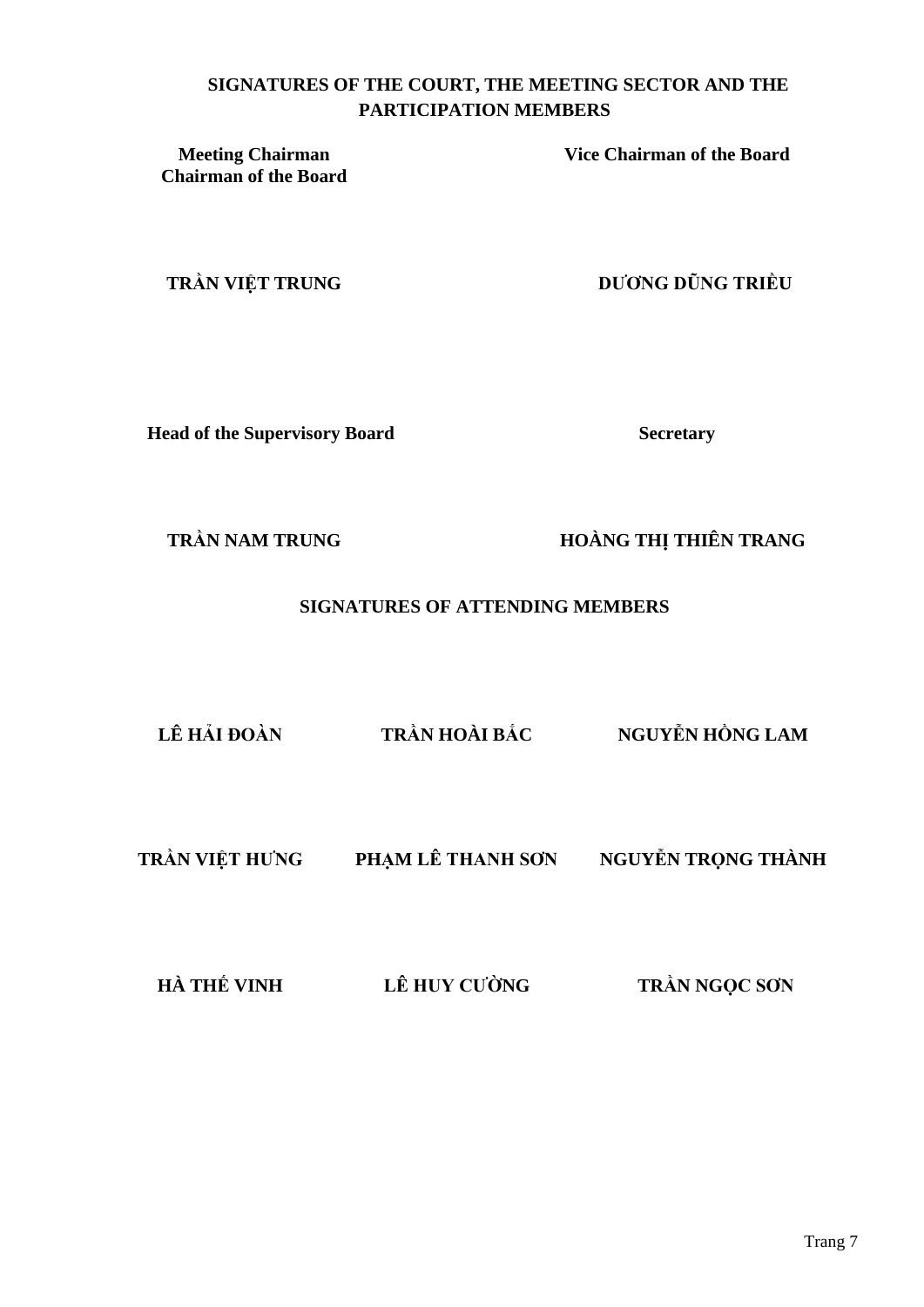**SIGNATURES OF THE COURT, THE MEETING SECTOR AND THE PARTICIPATION MEMBERS**

| | |
|---|---|
| **Meeting Chairman**<br>**Chairman of the Board** | **Vice Chairman of the Board** |
| **TRẦN VIỆT TRUNG** | **DƯƠNG DŨNG TRIỀU** |
| **Head of the Supervisory Board** | **Secretary** |
| **TRẦN NAM TRUNG** | **HOÀNG THỊ THIÊN TRANG** |

**SIGNATURES OF ATTENDING MEMBERS**

| | | |
|---|---|---|
| **LÊ HẢI ĐOÀN** | **TRẦN HOÀI BẮC** | **NGUYỄN HỒNG LAM** |
| **TRẦN VIỆT HƯNG** | **PHẠM LÊ THANH SƠN** | **NGUYỄN TRỌNG THÀNH** |
| **HÀ THẾ VINH** | **LÊ HUY CƯỜNG** | **TRẦN NGỌC SƠN** |